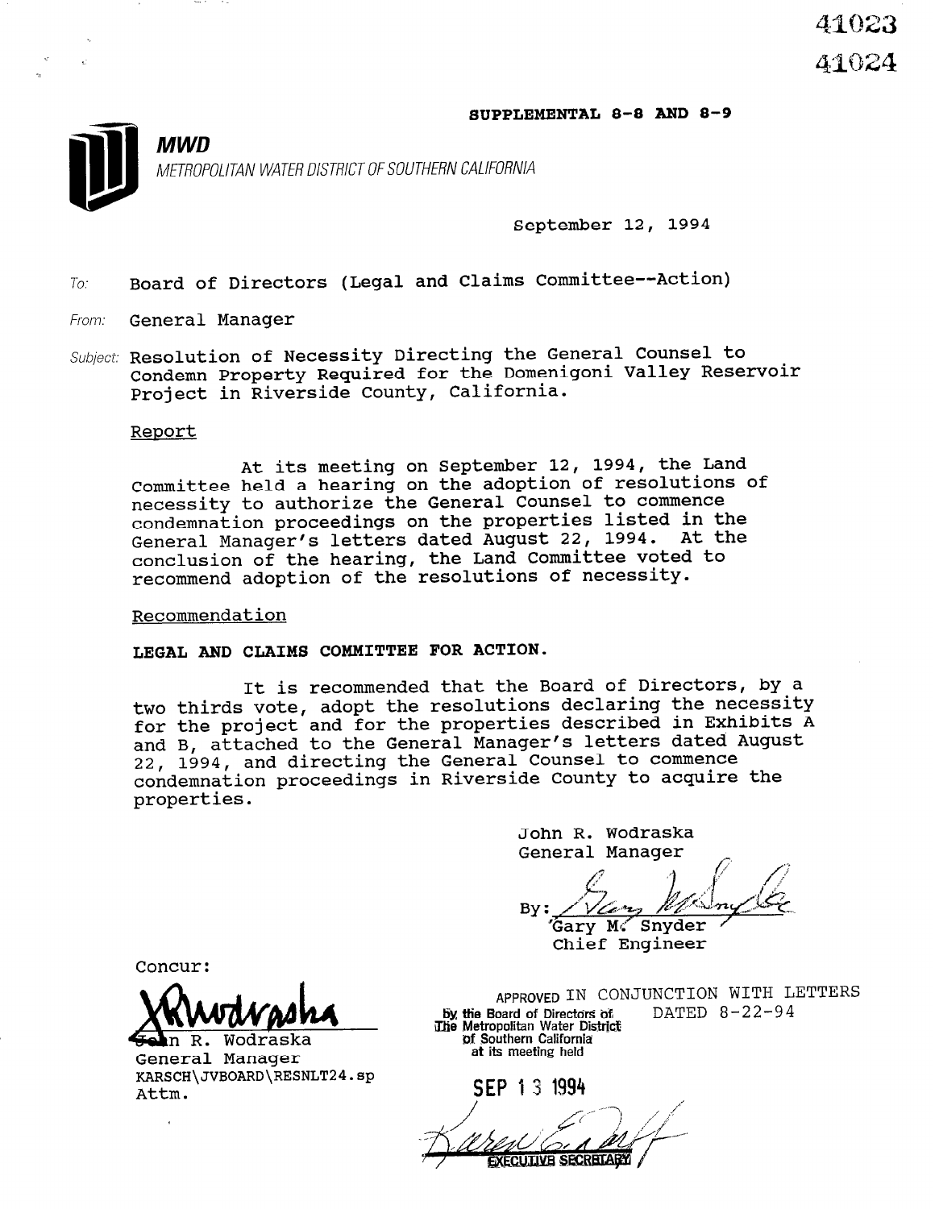41023
41024

**SUPPLEMENTAL 8-8 AND 8-9**

**MWD**

METROPOLITAN WATER DISTRICT OF SOUTHERN CALIFORNIA

September 12, 1994

To: Board of Directors (Legal and Claims Committee--Action)

From: General Manager

Subject: Resolution of Necessity Directing the General Counsel to Condemn Property Required for the Domenigoni Valley Reservoir Project in Riverside County, California.

Report

At its meeting on September 12, 1994, the Land Committee held a hearing on the adoption of resolutions of necessity to authorize the General Counsel to commence condemnation proceedings on the properties listed in the General Manager's letters dated August 22, 1994. At the conclusion of the hearing, the Land Committee voted to recommend adoption of the resolutions of necessity.

Recommendation

**LEGAL AND CLAIMS COMMITTEE FOR ACTION.**

It is recommended that the Board of Directors, by a two thirds vote, adopt the resolutions declaring the necessity for the project and for the properties described in Exhibits A and B, attached to the General Manager's letters dated August 22, 1994, and directing the General Counsel to commence condemnation proceedings in Riverside County to acquire the properties.

John R. Wodraska
General Manager

By: Gary M. Snyder
Chief Engineer

Concur:

John R. Wodraska
General Manager

KARSCH\JVBOARD\RESNLT24.sp
Attm.

APPROVED IN CONJUNCTION WITH LETTERS DATED 8-22-94
by the Board of Directors of The Metropolitan Water District of Southern California at its meeting held

SEP 13 1994

EXECUTIVE SECRETARY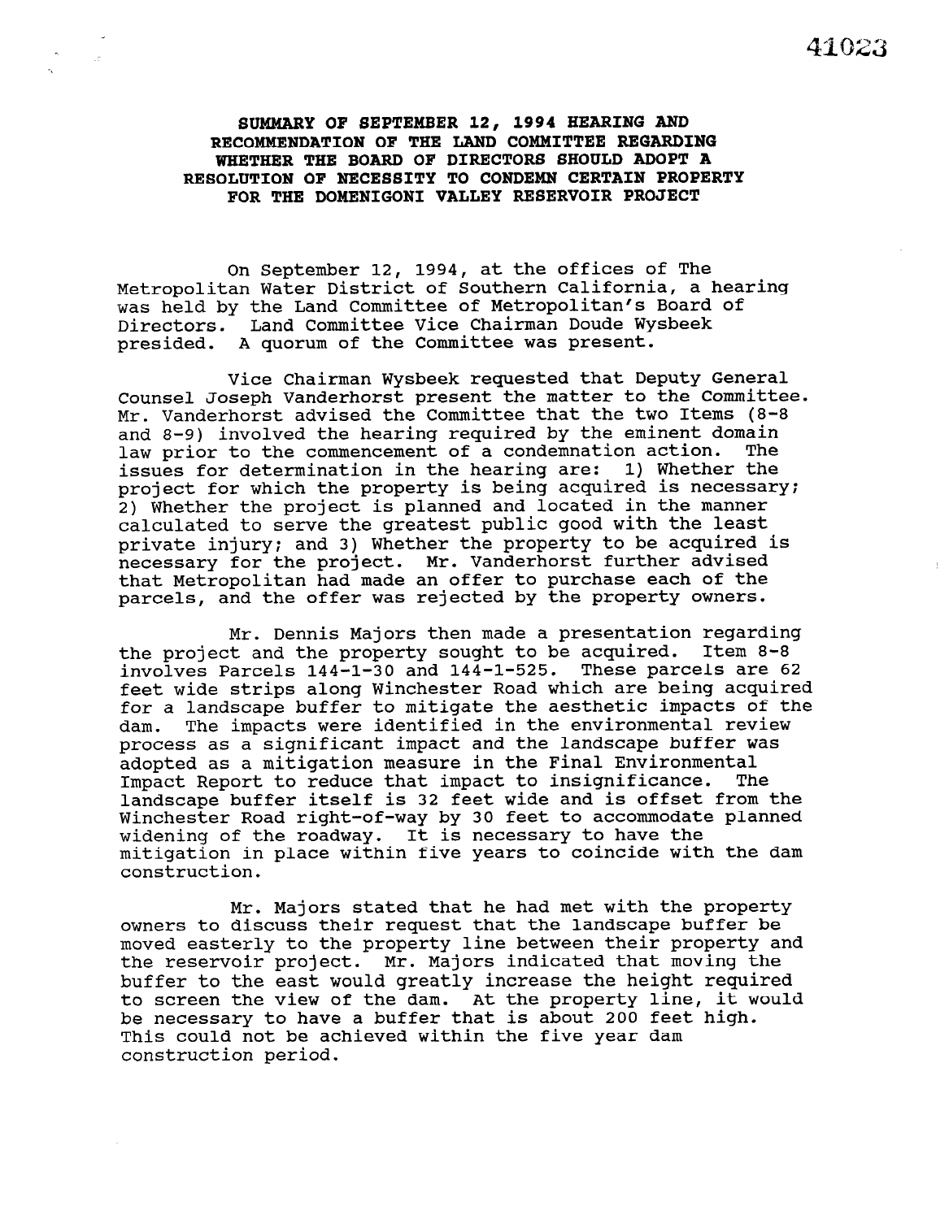**SUMMARY OF SEPTEMBER 12, 1994 HEARING AND RECOMMENDATION OF THE LAND COMMITTEE REGARDING WHETHER THE BOARD OF DIRECTORS SHOULD ADOPT A RESOLUTION OF NECESSITY TO CONDEMN CERTAIN PROPERTY FOR THE DOMENIGONI VALLEY RESERVOIR PROJECT**

On September 12, 1994, at the offices of The Metropolitan Water District of Southern California, a hearing was held by the Land Committee of Metropolitan's Board of Directors. Land Committee Vice Chairman Doude Wysbeek presided. A quorum of the Committee was present.

Vice Chairman Wysbeek requested that Deputy General Counsel Joseph Vanderhorst present the matter to the Committee. Mr. Vanderhorst advised the Committee that the two Items (8-8 and 8-9) involved the hearing required by the eminent domain law prior to the commencement of a condemnation action. The issues for determination in the hearing are: 1) Whether the project for which the property is being acquired is necessary; 2) Whether the project is planned and located in the manner calculated to serve the greatest public good with the least private injury; and 3) Whether the property to be acquired is necessary for the project. Mr. Vanderhorst further advised that Metropolitan had made an offer to purchase each of the parcels, and the offer was rejected by the property owners.

Mr. Dennis Majors then made a presentation regarding the project and the property sought to be acquired. Item 8-8 involves Parcels 144-1-30 and 144-1-525. These parcels are 62 feet wide strips along Winchester Road which are being acquired for a landscape buffer to mitigate the aesthetic impacts of the dam. The impacts were identified in the environmental review process as a significant impact and the landscape buffer was adopted as a mitigation measure in the Final Environmental Impact Report to reduce that impact to insignificance. The landscape buffer itself is 32 feet wide and is offset from the Winchester Road right-of-way by 30 feet to accommodate planned widening of the roadway. It is necessary to have the mitigation in place within five years to coincide with the dam construction.

Mr. Majors stated that he had met with the property owners to discuss their request that the landscape buffer be moved easterly to the property line between their property and the reservoir project. Mr. Majors indicated that moving the buffer to the east would greatly increase the height required to screen the view of the dam. At the property line, it would be necessary to have a buffer that is about 200 feet high. This could not be achieved within the five year dam construction period.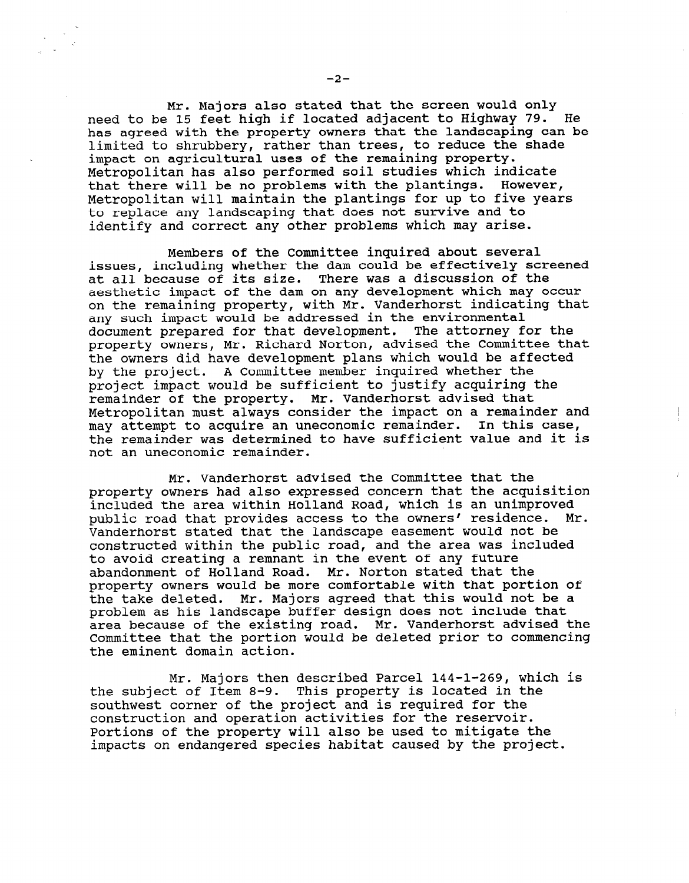Mr. Majors also stated that the screen would only need to be 15 feet high if located adjacent to Highway 79. He has agreed with the property owners that the landscaping can be limited to shrubbery, rather than trees, to reduce the shade impact on agricultural uses of the remaining property. Metropolitan has also performed soil studies which indicate that there will be no problems with the plantings. However, Metropolitan will maintain the plantings for up to five years to replace any landscaping that does not survive and to identify and correct any other problems which may arise.

Members of the Committee inquired about several issues, including whether the dam could be effectively screened at all because of its size. There was a discussion of the aesthetic impact of the dam on any development which may occur on the remaining property, with Mr. Vanderhorst indicating that any such impact would be addressed in the environmental document prepared for that development. The attorney for the property owners, Mr. Richard Norton, advised the Committee that the owners did have development plans which would be affected by the project. A Committee member inquired whether the project impact would be sufficient to justify acquiring the remainder of the property. Mr. Vanderhorst advised that Metropolitan must always consider the impact on a remainder and may attempt to acquire an uneconomic remainder. In this case, the remainder was determined to have sufficient value and it is not an uneconomic remainder.

Mr. Vanderhorst advised the Committee that the property owners had also expressed concern that the acquisition included the area within Holland Road, which is an unimproved public road that provides access to the owners' residence. Mr. Vanderhorst stated that the landscape easement would not be constructed within the public road, and the area was included to avoid creating a remnant in the event of any future abandonment of Holland Road. Mr. Norton stated that the property owners would be more comfortable with that portion of the take deleted. Mr. Majors agreed that this would not be a problem as his landscape buffer design does not include that area because of the existing road. Mr. Vanderhorst advised the Committee that the portion would be deleted prior to commencing the eminent domain action.

Mr. Majors then described Parcel 144-1-269, which is the subject of Item 8-9. This property is located in the southwest corner of the project and is required for the construction and operation activities for the reservoir. Portions of the property will also be used to mitigate the impacts on endangered species habitat caused by the project.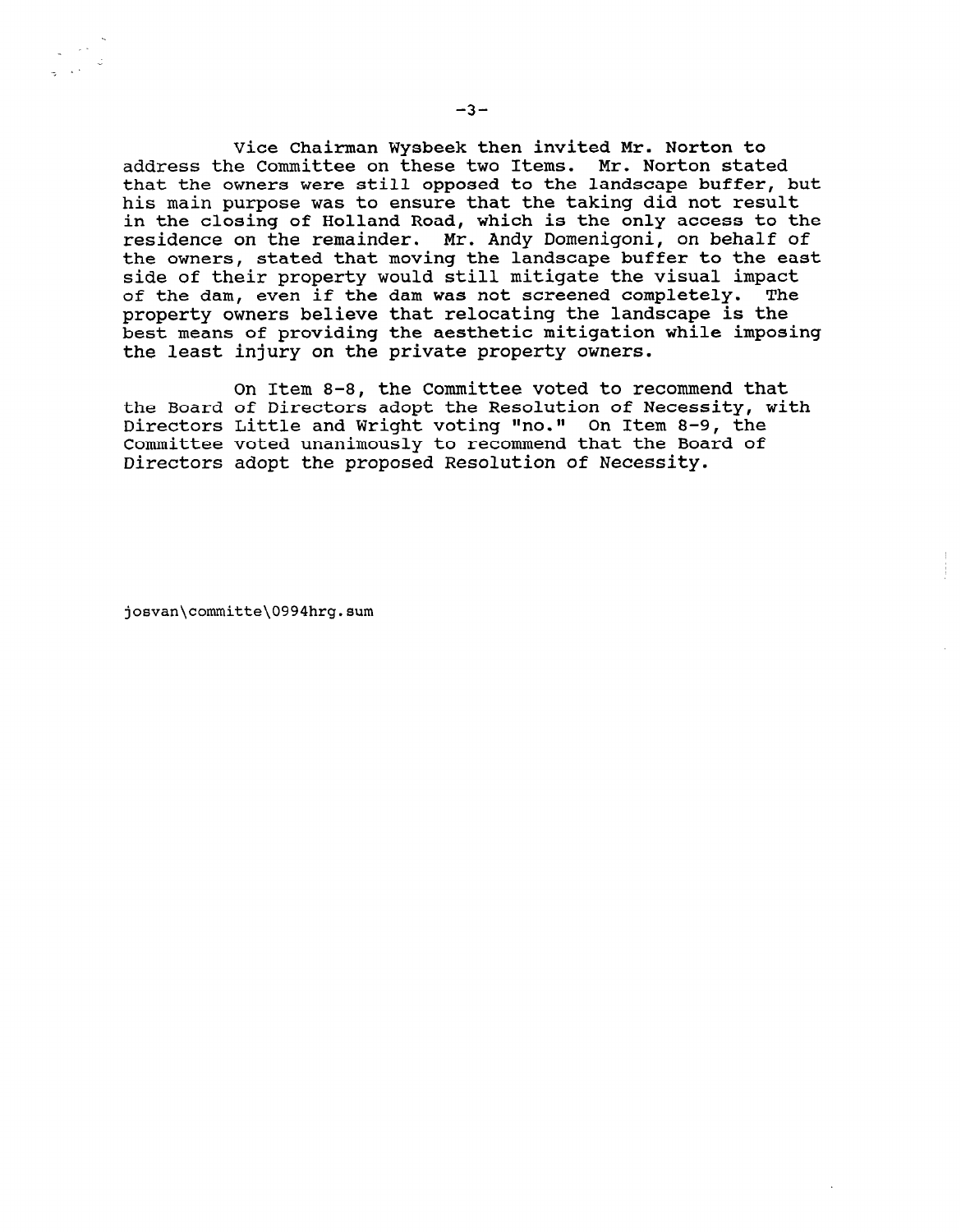Vice Chairman Wysbeek then invited Mr. Norton to address the Committee on these two Items. Mr. Norton stated that the owners were still opposed to the landscape buffer, but his main purpose was to ensure that the taking did not result in the closing of Holland Road, which is the only access to the residence on the remainder. Mr. Andy Domenigoni, on behalf of the owners, stated that moving the landscape buffer to the east side of their property would still mitigate the visual impact of the dam, even if the dam was not screened completely. The property owners believe that relocating the landscape is the best means of providing the aesthetic mitigation while imposing the least injury on the private property owners.

On Item 8-8, the Committee voted to recommend that the Board of Directors adopt the Resolution of Necessity, with Directors Little and Wright voting "no." On Item 8-9, the Committee voted unanimously to recommend that the Board of Directors adopt the proposed Resolution of Necessity.

josvan\committe\0994hrg.sum